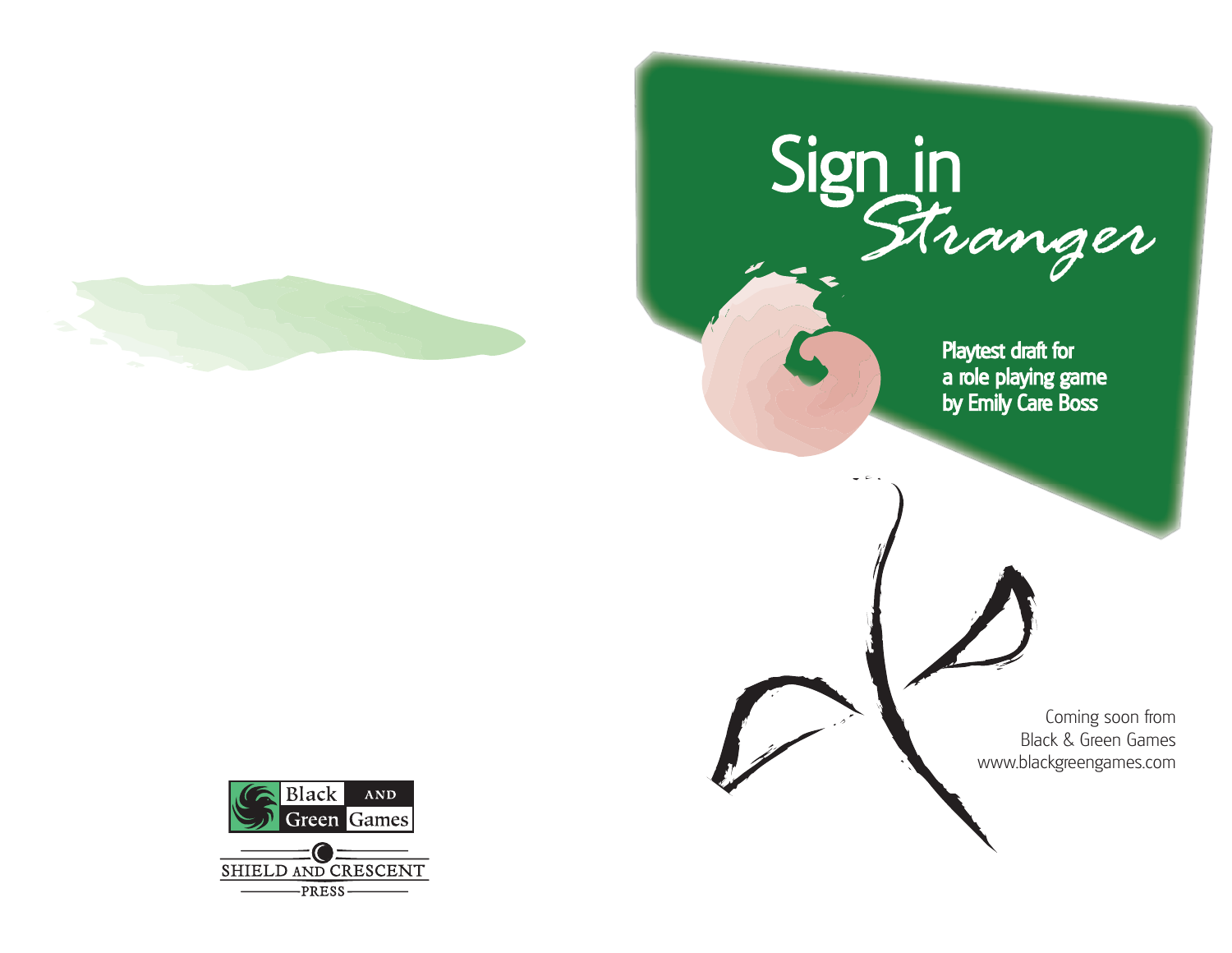# Sign in *Stranger*

**Playtest draft for a role playing game by Emily Care Boss**

Coming soon from
Black & Green Games
www.blackgreengames.com

Black and Green Games

Shield and Crescent Press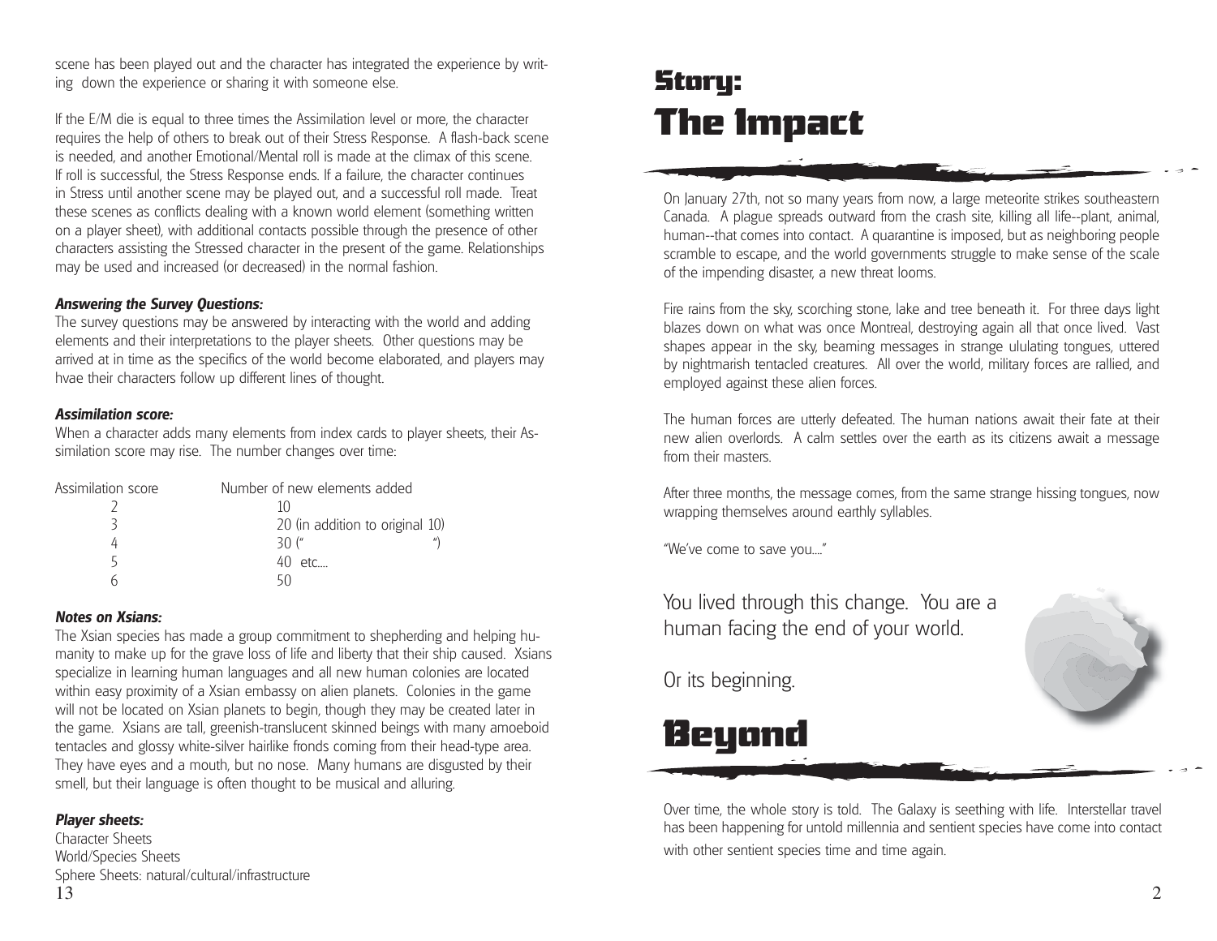scene has been played out and the character has integrated the experience by writing down the experience or sharing it with someone else.

If the E/M die is equal to three times the Assimilation level or more, the character requires the help of others to break out of their Stress Response. A flash-back scene is needed, and another Emotional/Mental roll is made at the climax of this scene. If roll is successful, the Stress Response ends. If a failure, the character continues in Stress until another scene may be played out, and a successful roll made. Treat these scenes as conflicts dealing with a known world element (something written on a player sheet), with additional contacts possible through the presence of other characters assisting the Stressed character in the present of the game. Relationships may be used and increased (or decreased) in the normal fashion.

***Answering the Survey Questions:***

The survey questions may be answered by interacting with the world and adding elements and their interpretations to the player sheets. Other questions may be arrived at in time as the specifics of the world become elaborated, and players may hvae their characters follow up different lines of thought.

***Assimilation score:***

When a character adds many elements from index cards to player sheets, their Assimilation score may rise. The number changes over time:

| Assimilation score | Number of new elements added |
| --- | --- |
| 2 | 10 |
| 3 | 20 (in addition to original 10) |
| 4 | 30 (" ") |
| 5 | 40 etc.... |
| 6 | 50 |

***Notes on Xsians:***

The Xsian species has made a group commitment to shepherding and helping humanity to make up for the grave loss of life and liberty that their ship caused. Xsians specialize in learning human languages and all new human colonies are located within easy proximity of a Xsian embassy on alien planets. Colonies in the game will not be located on Xsian planets to begin, though they may be created later in the game. Xsians are tall, greenish-translucent skinned beings with many amoeboid tentacles and glossy white-silver hairlike fronds coming from their head-type area. They have eyes and a mouth, but no nose. Many humans are disgusted by their smell, but their language is often thought to be musical and alluring.

***Player sheets:***

Character Sheets
World/Species Sheets
Sphere Sheets: natural/cultural/infrastructure

# Story:
# The Impact

On January 27th, not so many years from now, a large meteorite strikes southeastern Canada. A plague spreads outward from the crash site, killing all life--plant, animal, human--that comes into contact. A quarantine is imposed, but as neighboring people scramble to escape, and the world governments struggle to make sense of the scale of the impending disaster, a new threat looms.

Fire rains from the sky, scorching stone, lake and tree beneath it. For three days light blazes down on what was once Montreal, destroying again all that once lived. Vast shapes appear in the sky, beaming messages in strange ululating tongues, uttered by nightmarish tentacled creatures. All over the world, military forces are rallied, and employed against these alien forces.

The human forces are utterly defeated. The human nations await their fate at their new alien overlords. A calm settles over the earth as its citizens await a message from their masters.

After three months, the message comes, from the same strange hissing tongues, now wrapping themselves around earthly syllables.

"We've come to save you...."

You lived through this change. You are a human facing the end of your world.

Or its beginning.

# Beyond

Over time, the whole story is told. The Galaxy is seething with life. Interstellar travel has been happening for untold millennia and sentient species have come into contact with other sentient species time and time again.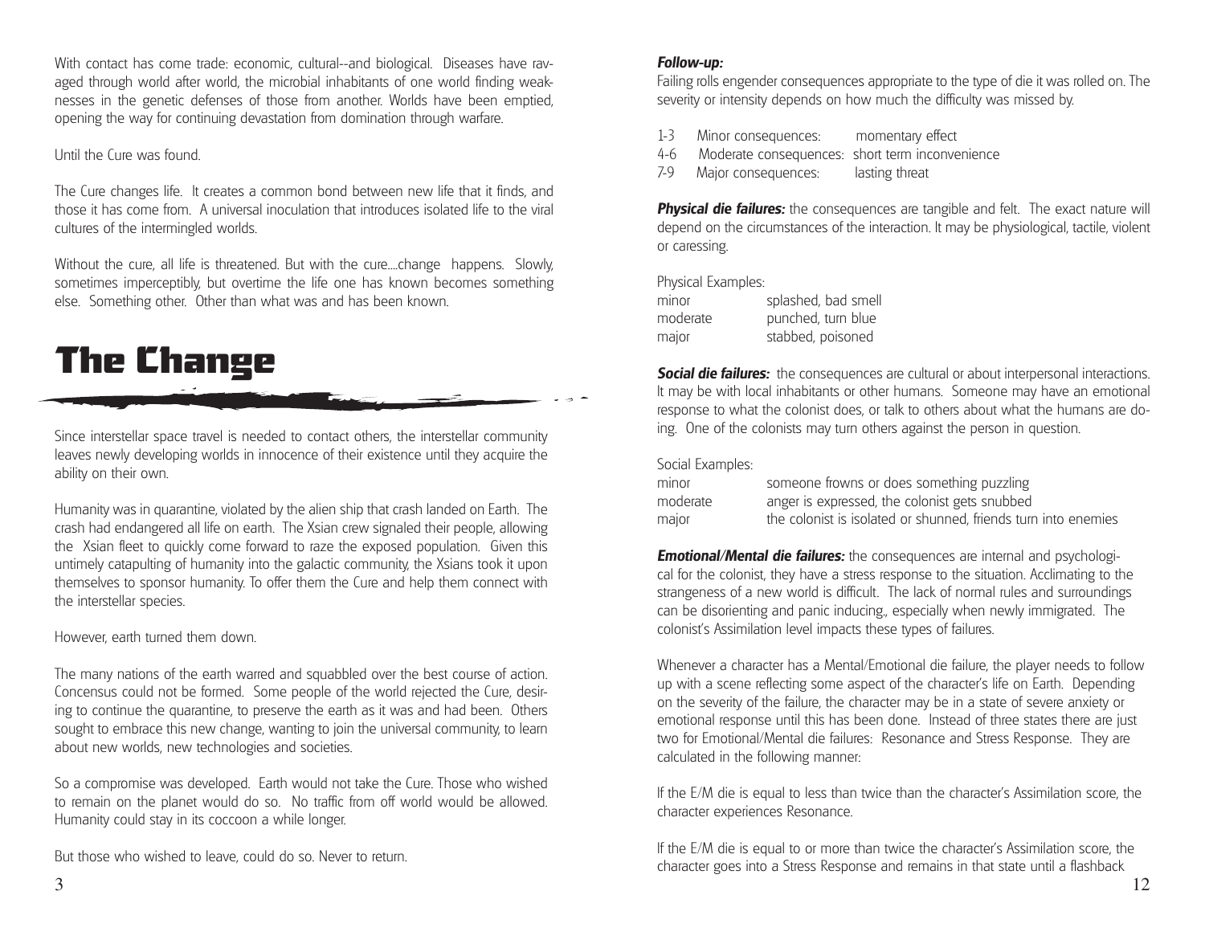With contact has come trade: economic, cultural--and biological. Diseases have ravaged through world after world, the microbial inhabitants of one world finding weaknesses in the genetic defenses of those from another. Worlds have been emptied, opening the way for continuing devastation from domination through warfare.

Until the Cure was found.

The Cure changes life. It creates a common bond between new life that it finds, and those it has come from. A universal inoculation that introduces isolated life to the viral cultures of the intermingled worlds.

Without the cure, all life is threatened. But with the cure....change happens. Slowly, sometimes imperceptibly, but overtime the life one has known becomes something else. Something other. Other than what was and has been known.

# The Change

Since interstellar space travel is needed to contact others, the interstellar community leaves newly developing worlds in innocence of their existence until they acquire the ability on their own.

Humanity was in quarantine, violated by the alien ship that crash landed on Earth. The crash had endangered all life on earth. The Xsian crew signaled their people, allowing the Xsian fleet to quickly come forward to raze the exposed population. Given this untimely catapulting of humanity into the galactic community, the Xsians took it upon themselves to sponsor humanity. To offer them the Cure and help them connect with the interstellar species.

However, earth turned them down.

The many nations of the earth warred and squabbled over the best course of action. Concensus could not be formed. Some people of the world rejected the Cure, desiring to continue the quarantine, to preserve the earth as it was and had been. Others sought to embrace this new change, wanting to join the universal community, to learn about new worlds, new technologies and societies.

So a compromise was developed. Earth would not take the Cure. Those who wished to remain on the planet would do so. No traffic from off world would be allowed. Humanity could stay in its coccoon a while longer.

But those who wished to leave, could do so. Never to return.

***Follow-up:***

Failing rolls engender consequences appropriate to the type of die it was rolled on. The severity or intensity depends on how much the difficulty was missed by.

| | | |
|---|---|---|
| 1-3 | Minor consequences: | momentary effect |
| 4-6 | Moderate consequences: | short term inconvenience |
| 7-9 | Major consequences: | lasting threat |

***Physical die failures:*** the consequences are tangible and felt. The exact nature will depend on the circumstances of the interaction. It may be physiological, tactile, violent or caressing.

Physical Examples:

| | |
|---|---|
| minor | splashed, bad smell |
| moderate | punched, turn blue |
| major | stabbed, poisoned |

***Social die failures:*** the consequences are cultural or about interpersonal interactions. It may be with local inhabitants or other humans. Someone may have an emotional response to what the colonist does, or talk to others about what the humans are doing. One of the colonists may turn others against the person in question.

Social Examples:

| | |
|---|---|
| minor | someone frowns or does something puzzling |
| moderate | anger is expressed, the colonist gets snubbed |
| major | the colonist is isolated or shunned, friends turn into enemies |

***Emotional/Mental die failures:*** the consequences are internal and psychological for the colonist, they have a stress response to the situation. Acclimating to the strangeness of a new world is difficult. The lack of normal rules and surroundings can be disorienting and panic inducing., especially when newly immigrated. The colonist's Assimilation level impacts these types of failures.

Whenever a character has a Mental/Emotional die failure, the player needs to follow up with a scene reflecting some aspect of the character's life on Earth. Depending on the severity of the failure, the character may be in a state of severe anxiety or emotional response until this has been done. Instead of three states there are just two for Emotional/Mental die failures: Resonance and Stress Response. They are calculated in the following manner:

If the E/M die is equal to less than twice than the character's Assimilation score, the character experiences Resonance.

If the E/M die is equal to or more than twice the character's Assimilation score, the character goes into a Stress Response and remains in that state until a flashback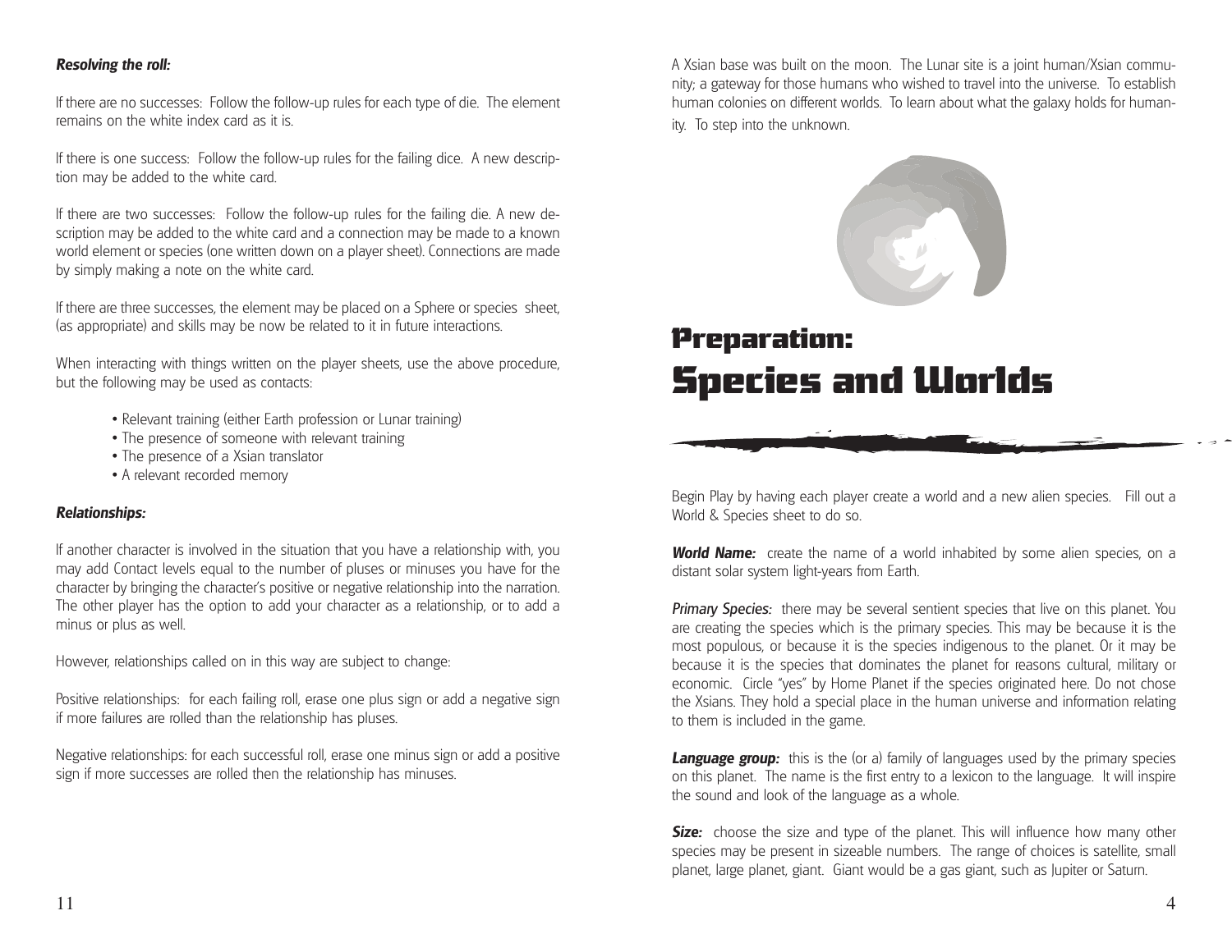### *Resolving the roll:*

If there are no successes: Follow the follow-up rules for each type of die. The element remains on the white index card as it is.

If there is one success: Follow the follow-up rules for the failing dice. A new description may be added to the white card.

If there are two successes: Follow the follow-up rules for the failing die. A new description may be added to the white card and a connection may be made to a known world element or species (one written down on a player sheet). Connections are made by simply making a note on the white card.

If there are three successes, the element may be placed on a Sphere or species sheet, (as appropriate) and skills may be now be related to it in future interactions.

When interacting with things written on the player sheets, use the above procedure, but the following may be used as contacts:

- Relevant training (either Earth profession or Lunar training)
- The presence of someone with relevant training
- The presence of a Xsian translator
- A relevant recorded memory

### *Relationships:*

If another character is involved in the situation that you have a relationship with, you may add Contact levels equal to the number of pluses or minuses you have for the character by bringing the character's positive or negative relationship into the narration. The other player has the option to add your character as a relationship, or to add a minus or plus as well.

However, relationships called on in this way are subject to change:

Positive relationships: for each failing roll, erase one plus sign or add a negative sign if more failures are rolled than the relationship has pluses.

Negative relationships: for each successful roll, erase one minus sign or add a positive sign if more successes are rolled then the relationship has minuses.

A Xsian base was built on the moon. The Lunar site is a joint human/Xsian community; a gateway for those humans who wished to travel into the universe. To establish human colonies on different worlds. To learn about what the galaxy holds for humanity. To step into the unknown.

# Preparation: Species and Worlds

Begin Play by having each player create a world and a new alien species. Fill out a World & Species sheet to do so.

***World Name:*** create the name of a world inhabited by some alien species, on a distant solar system light-years from Earth.

***Primary Species:*** there may be several sentient species that live on this planet. You are creating the species which is the primary species. This may be because it is the most populous, or because it is the species indigenous to the planet. Or it may be because it is the species that dominates the planet for reasons cultural, military or economic. Circle "yes" by Home Planet if the species originated here. Do not chose the Xsians. They hold a special place in the human universe and information relating to them is included in the game.

***Language group:*** this is the (or a) family of languages used by the primary species on this planet. The name is the first entry to a lexicon to the language. It will inspire the sound and look of the language as a whole.

***Size:*** choose the size and type of the planet. This will influence how many other species may be present in sizeable numbers. The range of choices is satellite, small planet, large planet, giant. Giant would be a gas giant, such as Jupiter or Saturn.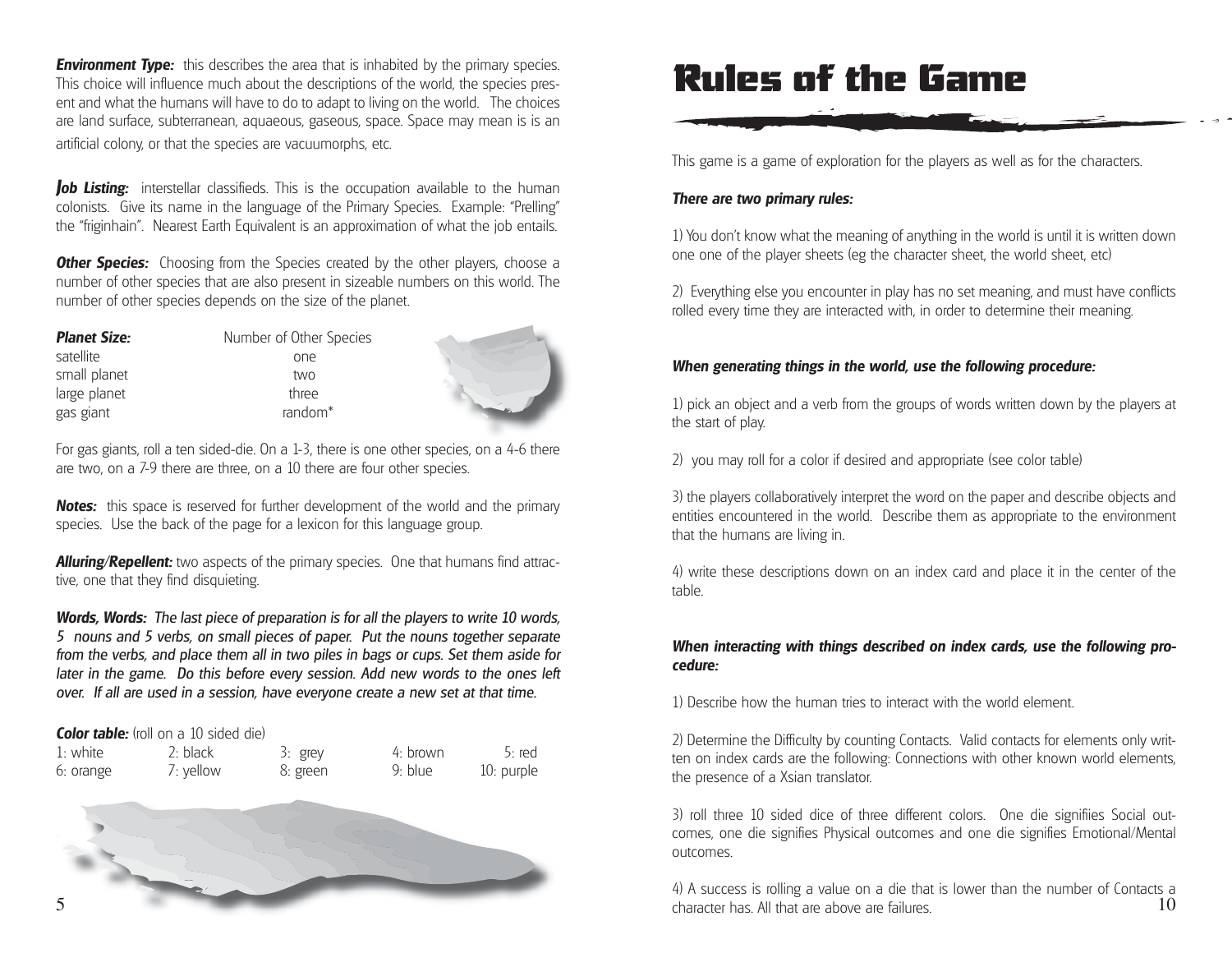***Environment Type:*** this describes the area that is inhabited by the primary species. This choice will influence much about the descriptions of the world, the species present and what the humans will have to do to adapt to living on the world. The choices are land surface, subterranean, aquaeous, gaseous, space. Space may mean is is an artificial colony, or that the species are vacuumorphs, etc.

***Job Listing:*** interstellar classifieds. This is the occupation available to the human colonists. Give its name in the language of the Primary Species. Example: "Prelling" the "friginhain". Nearest Earth Equivalent is an approximation of what the job entails.

***Other Species:*** Choosing from the Species created by the other players, choose a number of other species that are also present in sizeable numbers on this world. The number of other species depends on the size of the planet.

| ***Planet Size:*** | Number of Other Species |
|---|---|
| satellite | one |
| small planet | two |
| large planet | three |
| gas giant | random* |

For gas giants, roll a ten sided-die. On a 1-3, there is one other species, on a 4-6 there are two, on a 7-9 there are three, on a 10 there are four other species.

***Notes:*** this space is reserved for further development of the world and the primary species. Use the back of the page for a lexicon for this language group.

***Alluring/Repellent:*** two aspects of the primary species. One that humans find attractive, one that they find disquieting.

***Words, Words:*** *The last piece of preparation is for all the players to write 10 words, 5 nouns and 5 verbs, on small pieces of paper. Put the nouns together separate from the verbs, and place them all in two piles in bags or cups. Set them aside for later in the game. Do this before every session. Add new words to the ones left over. If all are used in a session, have everyone create a new set at that time.*

***Color table:*** (roll on a 10 sided die)

| | | | | |
|---|---|---|---|---|
| 1: white | 2: black | 3: grey | 4: brown | 5: red |
| 6: orange | 7: yellow | 8: green | 9: blue | 10: purple |

# Rules of the Game

This game is a game of exploration for the players as well as for the characters.

***There are two primary rules:***

1) You don't know what the meaning of anything in the world is until it is written down one one of the player sheets (eg the character sheet, the world sheet, etc)

2) Everything else you encounter in play has no set meaning, and must have conflicts rolled every time they are interacted with, in order to determine their meaning.

***When generating things in the world, use the following procedure:***

1) pick an object and a verb from the groups of words written down by the players at the start of play.

2) you may roll for a color if desired and appropriate (see color table)

3) the players collaboratively interpret the word on the paper and describe objects and entities encountered in the world. Describe them as appropriate to the environment that the humans are living in.

4) write these descriptions down on an index card and place it in the center of the table.

***When interacting with things described on index cards, use the following procedure:***

1) Describe how the human tries to interact with the world element.

2) Determine the Difficulty by counting Contacts. Valid contacts for elements only written on index cards are the following: Connections with other known world elements, the presence of a Xsian translator.

3) roll three 10 sided dice of three different colors. One die signifiies Social outcomes, one die signifies Physical outcomes and one die signifies Emotional/Mental outcomes.

4) A success is rolling a value on a die that is lower than the number of Contacts a character has. All that are above are failures.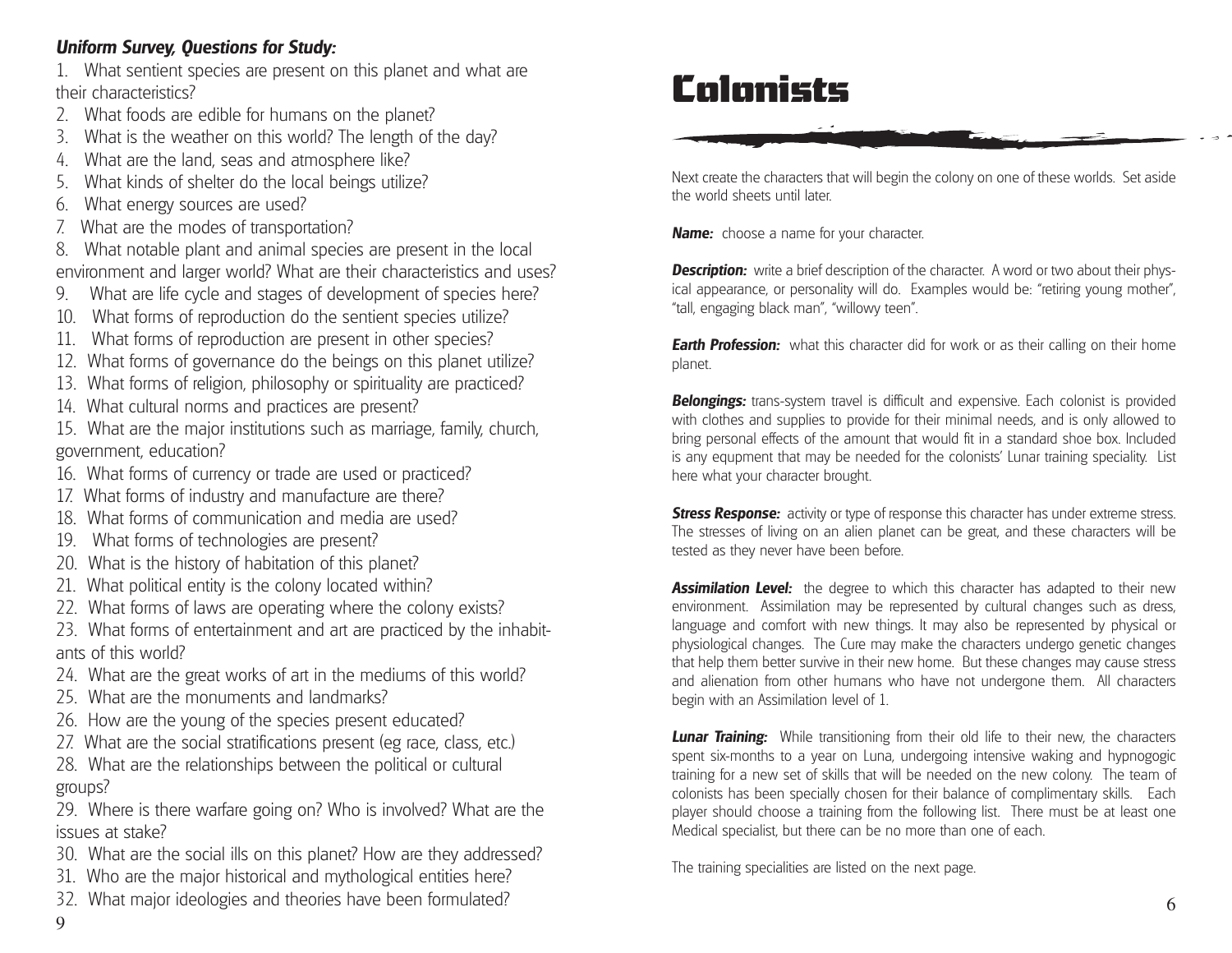***Uniform Survey, Questions for Study:***

1. What sentient species are present on this planet and what are their characteristics?
2. What foods are edible for humans on the planet?
3. What is the weather on this world? The length of the day?
4. What are the land, seas and atmosphere like?
5. What kinds of shelter do the local beings utilize?
6. What energy sources are used?
7. What are the modes of transportation?
8. What notable plant and animal species are present in the local environment and larger world? What are their characteristics and uses?
9. What are life cycle and stages of development of species here?
10. What forms of reproduction do the sentient species utilize?
11. What forms of reproduction are present in other species?
12. What forms of governance do the beings on this planet utilize?
13. What forms of religion, philosophy or spirituality are practiced?
14. What cultural norms and practices are present?
15. What are the major institutions such as marriage, family, church, government, education?
16. What forms of currency or trade are used or practiced?
17. What forms of industry and manufacture are there?
18. What forms of communication and media are used?
19. What forms of technologies are present?
20. What is the history of habitation of this planet?
21. What political entity is the colony located within?
22. What forms of laws are operating where the colony exists?
23. What forms of entertainment and art are practiced by the inhabitants of this world?
24. What are the great works of art in the mediums of this world?
25. What are the monuments and landmarks?
26. How are the young of the species present educated?
27. What are the social stratifications present (eg race, class, etc.)
28. What are the relationships between the political or cultural groups?
29. Where is there warfare going on? Who is involved? What are the issues at stake?
30. What are the social ills on this planet? How are they addressed?
31. Who are the major historical and mythological entities here?
32. What major ideologies and theories have been formulated?

# Colonists

Next create the characters that will begin the colony on one of these worlds. Set aside the world sheets until later.

***Name:*** choose a name for your character.

***Description:*** write a brief description of the character. A word or two about their physical appearance, or personality will do. Examples would be: "retiring young mother", "tall, engaging black man", "willowy teen".

***Earth Profession:*** what this character did for work or as their calling on their home planet.

***Belongings:*** trans-system travel is difficult and expensive. Each colonist is provided with clothes and supplies to provide for their minimal needs, and is only allowed to bring personal effects of the amount that would fit in a standard shoe box. Included is any equpment that may be needed for the colonists' Lunar training speciality. List here what your character brought.

***Stress Response:*** activity or type of response this character has under extreme stress. The stresses of living on an alien planet can be great, and these characters will be tested as they never have been before.

***Assimilation Level:*** the degree to which this character has adapted to their new environment. Assimilation may be represented by cultural changes such as dress, language and comfort with new things. It may also be represented by physical or physiological changes. The Cure may make the characters undergo genetic changes that help them better survive in their new home. But these changes may cause stress and alienation from other humans who have not undergone them. All characters begin with an Assimilation level of 1.

***Lunar Training:*** While transitioning from their old life to their new, the characters spent six-months to a year on Luna, undergoing intensive waking and hypnogogic training for a new set of skills that will be needed on the new colony. The team of colonists has been specially chosen for their balance of complimentary skills. Each player should choose a training from the following list. There must be at least one Medical specialist, but there can be no more than one of each.

The training specialities are listed on the next page.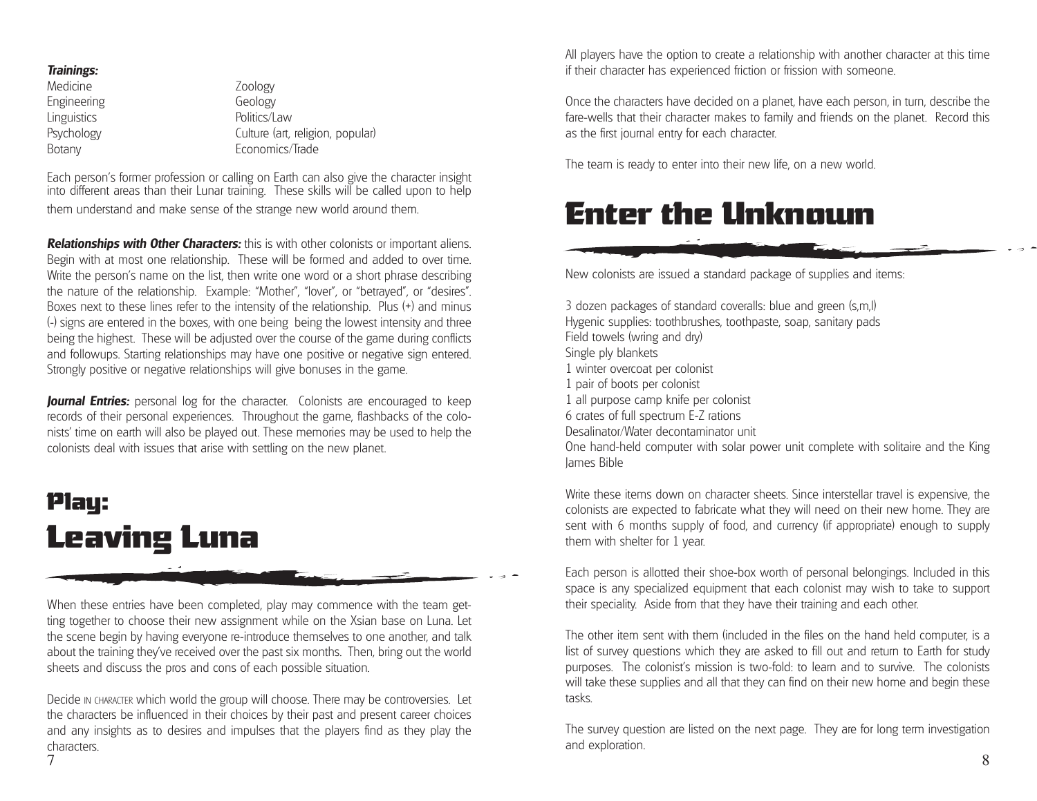***Trainings:***

| | |
|---|---|
| Medicine | Zoology |
| Engineering | Geology |
| Linguistics | Politics/Law |
| Psychology | Culture (art, religion, popular) |
| Botany | Economics/Trade |

Each person's former profession or calling on Earth can also give the character insight into different areas than their Lunar training. These skills will be called upon to help them understand and make sense of the strange new world around them.

***Relationships with Other Characters:*** this is with other colonists or important aliens. Begin with at most one relationship. These will be formed and added to over time. Write the person's name on the list, then write one word or a short phrase describing the nature of the relationship. Example: "Mother", "lover", or "betrayed", or "desires". Boxes next to these lines refer to the intensity of the relationship. Plus (+) and minus (-) signs are entered in the boxes, with one being being the lowest intensity and three being the highest. These will be adjusted over the course of the game during conflicts and followups. Starting relationships may have one positive or negative sign entered. Strongly positive or negative relationships will give bonuses in the game.

***Journal Entries:*** personal log for the character. Colonists are encouraged to keep records of their personal experiences. Throughout the game, flashbacks of the colonists' time on earth will also be played out. These memories may be used to help the colonists deal with issues that arise with settling on the new planet.

# Play: Leaving Luna

When these entries have been completed, play may commence with the team getting together to choose their new assignment while on the Xsian base on Luna. Let the scene begin by having everyone re-introduce themselves to one another, and talk about the training they've received over the past six months. Then, bring out the world sheets and discuss the pros and cons of each possible situation.

Decide IN CHARACTER which world the group will choose. There may be controversies. Let the characters be influenced in their choices by their past and present career choices and any insights as to desires and impulses that the players find as they play the characters.

All players have the option to create a relationship with another character at this time if their character has experienced friction or frission with someone.

Once the characters have decided on a planet, have each person, in turn, describe the fare-wells that their character makes to family and friends on the planet. Record this as the first journal entry for each character.

The team is ready to enter into their new life, on a new world.

# Enter the Unknown

New colonists are issued a standard package of supplies and items:

3 dozen packages of standard coveralls: blue and green (s,m,l)
Hygenic supplies: toothbrushes, toothpaste, soap, sanitary pads
Field towels (wring and dry)
Single ply blankets
1 winter overcoat per colonist
1 pair of boots per colonist
1 all purpose camp knife per colonist
6 crates of full spectrum E-Z rations
Desalinator/Water decontaminator unit
One hand-held computer with solar power unit complete with solitaire and the King James Bible

Write these items down on character sheets. Since interstellar travel is expensive, the colonists are expected to fabricate what they will need on their new home. They are sent with 6 months supply of food, and currency (if appropriate) enough to supply them with shelter for 1 year.

Each person is allotted their shoe-box worth of personal belongings. Included in this space is any specialized equipment that each colonist may wish to take to support their speciality. Aside from that they have their training and each other.

The other item sent with them (included in the files on the hand held computer, is a list of survey questions which they are asked to fill out and return to Earth for study purposes. The colonist's mission is two-fold: to learn and to survive. The colonists will take these supplies and all that they can find on their new home and begin these tasks.

The survey question are listed on the next page. They are for long term investigation and exploration.